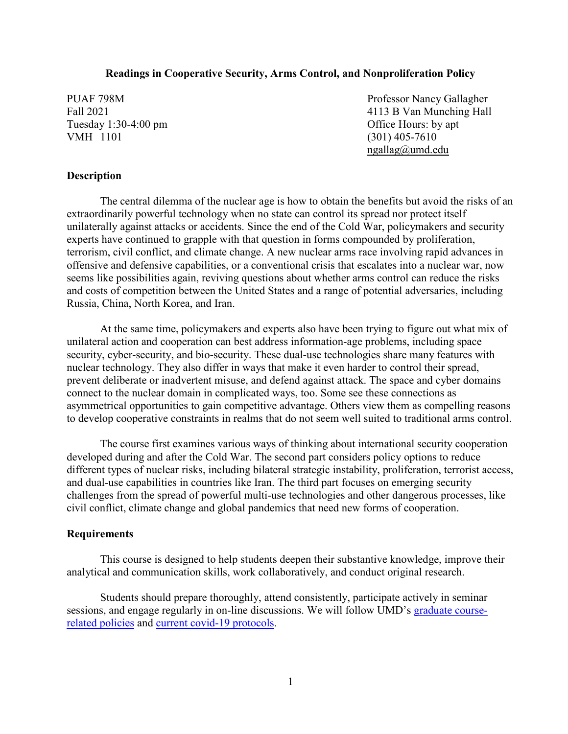# Readings in Cooperative Security, Arms Control, and Nonproliferation Policy

PUAF 798M
Fall 2021
Tuesday 1:30-4:00 pm
VMH 1101

Professor Nancy Gallagher
4113 B Van Munching Hall
Office Hours: by apt
(301) 405-7610
ngallag@umd.edu

## Description

The central dilemma of the nuclear age is how to obtain the benefits but avoid the risks of an extraordinarily powerful technology when no state can control its spread nor protect itself unilaterally against attacks or accidents. Since the end of the Cold War, policymakers and security experts have continued to grapple with that question in forms compounded by proliferation, terrorism, civil conflict, and climate change. A new nuclear arms race involving rapid advances in offensive and defensive capabilities, or a conventional crisis that escalates into a nuclear war, now seems like possibilities again, reviving questions about whether arms control can reduce the risks and costs of competition between the United States and a range of potential adversaries, including Russia, China, North Korea, and Iran.

At the same time, policymakers and experts also have been trying to figure out what mix of unilateral action and cooperation can best address information-age problems, including space security, cyber-security, and bio-security. These dual-use technologies share many features with nuclear technology. They also differ in ways that make it even harder to control their spread, prevent deliberate or inadvertent misuse, and defend against attack. The space and cyber domains connect to the nuclear domain in complicated ways, too. Some see these connections as asymmetrical opportunities to gain competitive advantage. Others view them as compelling reasons to develop cooperative constraints in realms that do not seem well suited to traditional arms control.

The course first examines various ways of thinking about international security cooperation developed during and after the Cold War. The second part considers policy options to reduce different types of nuclear risks, including bilateral strategic instability, proliferation, terrorist access, and dual-use capabilities in countries like Iran. The third part focuses on emerging security challenges from the spread of powerful multi-use technologies and other dangerous processes, like civil conflict, climate change and global pandemics that need new forms of cooperation.

## Requirements

This course is designed to help students deepen their substantive knowledge, improve their analytical and communication skills, work collaboratively, and conduct original research.

Students should prepare thoroughly, attend consistently, participate actively in seminar sessions, and engage regularly in on-line discussions. We will follow UMD's graduate course-related policies and current covid-19 protocols.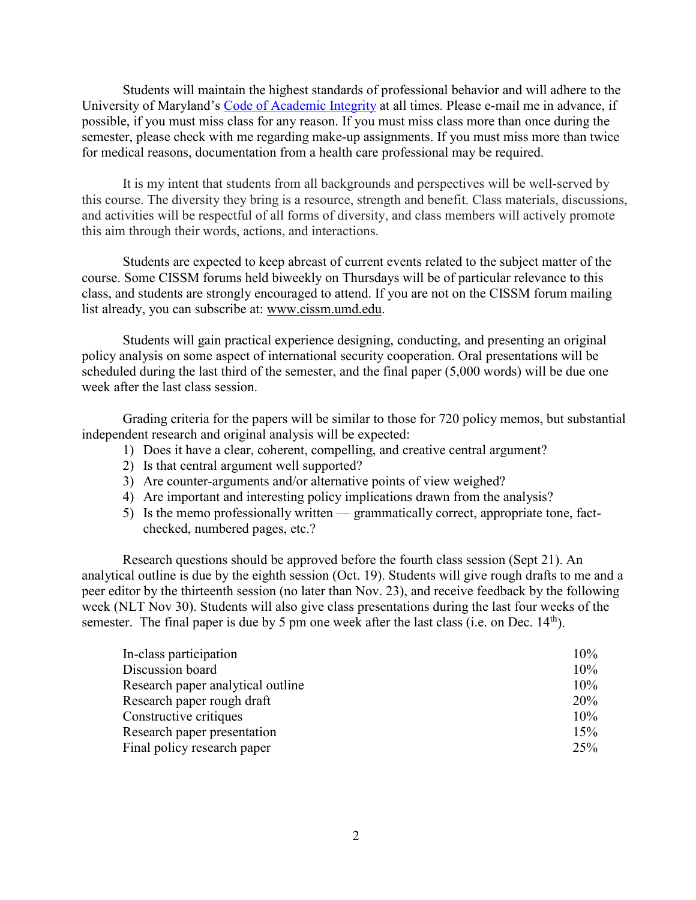Students will maintain the highest standards of professional behavior and will adhere to the University of Maryland's [Code of Academic Integrity] at all times. Please e-mail me in advance, if possible, if you must miss class for any reason. If you must miss class more than once during the semester, please check with me regarding make-up assignments. If you must miss more than twice for medical reasons, documentation from a health care professional may be required.

It is my intent that students from all backgrounds and perspectives will be well-served by this course. The diversity they bring is a resource, strength and benefit. Class materials, discussions, and activities will be respectful of all forms of diversity, and class members will actively promote this aim through their words, actions, and interactions.

Students are expected to keep abreast of current events related to the subject matter of the course. Some CISSM forums held biweekly on Thursdays will be of particular relevance to this class, and students are strongly encouraged to attend. If you are not on the CISSM forum mailing list already, you can subscribe at: www.cissm.umd.edu.

Students will gain practical experience designing, conducting, and presenting an original policy analysis on some aspect of international security cooperation. Oral presentations will be scheduled during the last third of the semester, and the final paper (5,000 words) will be due one week after the last class session.

Grading criteria for the papers will be similar to those for 720 policy memos, but substantial independent research and original analysis will be expected:

1) Does it have a clear, coherent, compelling, and creative central argument?
2) Is that central argument well supported?
3) Are counter-arguments and/or alternative points of view weighed?
4) Are important and interesting policy implications drawn from the analysis?
5) Is the memo professionally written — grammatically correct, appropriate tone, fact-checked, numbered pages, etc.?

Research questions should be approved before the fourth class session (Sept 21). An analytical outline is due by the eighth session (Oct. 19). Students will give rough drafts to me and a peer editor by the thirteenth session (no later than Nov. 23), and receive feedback by the following week (NLT Nov 30). Students will also give class presentations during the last four weeks of the semester. The final paper is due by 5 pm one week after the last class (i.e. on Dec. 14th).

| | |
|---|---|
| In-class participation | 10% |
| Discussion board | 10% |
| Research paper analytical outline | 10% |
| Research paper rough draft | 20% |
| Constructive critiques | 10% |
| Research paper presentation | 15% |
| Final policy research paper | 25% |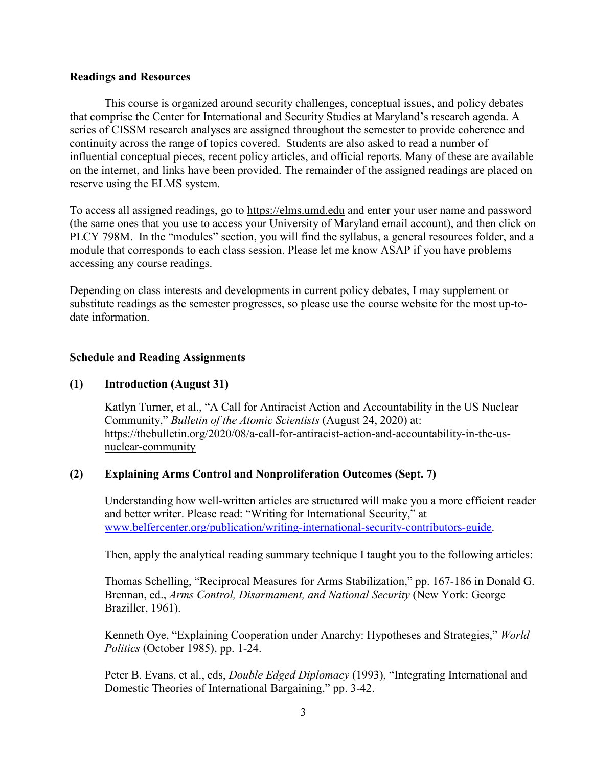**Readings and Resources**

This course is organized around security challenges, conceptual issues, and policy debates that comprise the Center for International and Security Studies at Maryland's research agenda. A series of CISSM research analyses are assigned throughout the semester to provide coherence and continuity across the range of topics covered. Students are also asked to read a number of influential conceptual pieces, recent policy articles, and official reports. Many of these are available on the internet, and links have been provided. The remainder of the assigned readings are placed on reserve using the ELMS system.

To access all assigned readings, go to https://elms.umd.edu and enter your user name and password (the same ones that you use to access your University of Maryland email account), and then click on PLCY 798M. In the "modules" section, you will find the syllabus, a general resources folder, and a module that corresponds to each class session. Please let me know ASAP if you have problems accessing any course readings.

Depending on class interests and developments in current policy debates, I may supplement or substitute readings as the semester progresses, so please use the course website for the most up-to-date information.

**Schedule and Reading Assignments**

**(1) Introduction (August 31)**

Katlyn Turner, et al., "A Call for Antiracist Action and Accountability in the US Nuclear Community," *Bulletin of the Atomic Scientists* (August 24, 2020) at: https://thebulletin.org/2020/08/a-call-for-antiracist-action-and-accountability-in-the-us-nuclear-community

**(2) Explaining Arms Control and Nonproliferation Outcomes (Sept. 7)**

Understanding how well-written articles are structured will make you a more efficient reader and better writer. Please read: "Writing for International Security," at www.belfercenter.org/publication/writing-international-security-contributors-guide.

Then, apply the analytical reading summary technique I taught you to the following articles:

Thomas Schelling, "Reciprocal Measures for Arms Stabilization," pp. 167-186 in Donald G. Brennan, ed., *Arms Control, Disarmament, and National Security* (New York: George Braziller, 1961).

Kenneth Oye, "Explaining Cooperation under Anarchy: Hypotheses and Strategies," *World Politics* (October 1985), pp. 1-24.

Peter B. Evans, et al., eds, *Double Edged Diplomacy* (1993), "Integrating International and Domestic Theories of International Bargaining," pp. 3-42.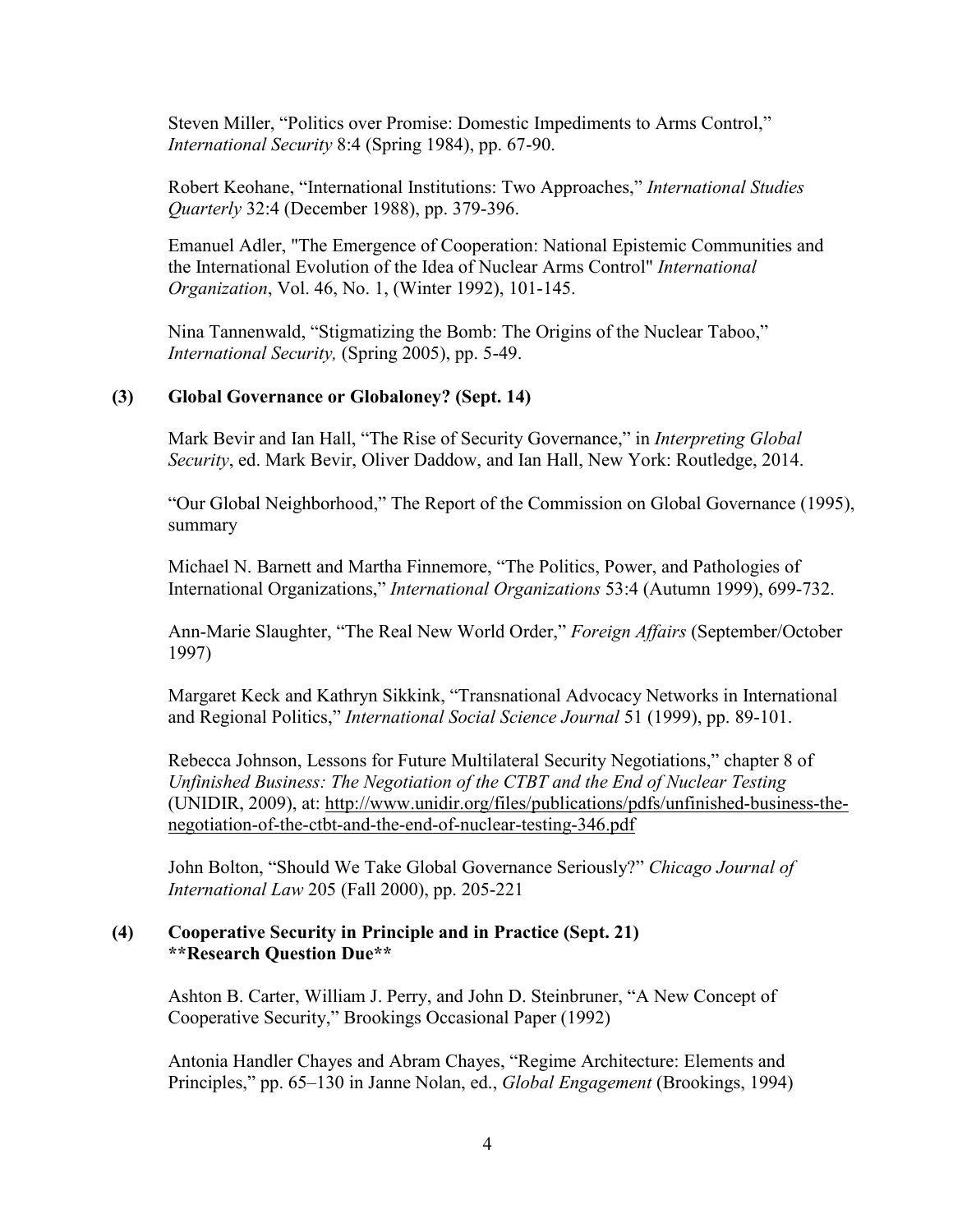Steven Miller, "Politics over Promise: Domestic Impediments to Arms Control," *International Security* 8:4 (Spring 1984), pp. 67-90.

Robert Keohane, "International Institutions: Two Approaches," *International Studies Quarterly* 32:4 (December 1988), pp. 379-396.

Emanuel Adler, "The Emergence of Cooperation: National Epistemic Communities and the International Evolution of the Idea of Nuclear Arms Control" *International Organization*, Vol. 46, No. 1, (Winter 1992), 101-145.

Nina Tannenwald, "Stigmatizing the Bomb: The Origins of the Nuclear Taboo," *International Security,* (Spring 2005), pp. 5-49.

### (3) Global Governance or Globaloney? (Sept. 14)

Mark Bevir and Ian Hall, "The Rise of Security Governance," in *Interpreting Global Security*, ed. Mark Bevir, Oliver Daddow, and Ian Hall, New York: Routledge, 2014.

"Our Global Neighborhood," The Report of the Commission on Global Governance (1995), summary

Michael N. Barnett and Martha Finnemore, "The Politics, Power, and Pathologies of International Organizations," *International Organizations* 53:4 (Autumn 1999), 699-732.

Ann-Marie Slaughter, "The Real New World Order," *Foreign Affairs* (September/October 1997)

Margaret Keck and Kathryn Sikkink, "Transnational Advocacy Networks in International and Regional Politics," *International Social Science Journal* 51 (1999), pp. 89-101.

Rebecca Johnson, Lessons for Future Multilateral Security Negotiations," chapter 8 of *Unfinished Business: The Negotiation of the CTBT and the End of Nuclear Testing* (UNIDIR, 2009), at: http://www.unidir.org/files/publications/pdfs/unfinished-business-the-negotiation-of-the-ctbt-and-the-end-of-nuclear-testing-346.pdf

John Bolton, "Should We Take Global Governance Seriously?" *Chicago Journal of International Law* 205 (Fall 2000), pp. 205-221

### (4) Cooperative Security in Principle and in Practice (Sept. 21)
**\*\*Research Question Due\*\***

Ashton B. Carter, William J. Perry, and John D. Steinbruner, "A New Concept of Cooperative Security," Brookings Occasional Paper (1992)

Antonia Handler Chayes and Abram Chayes, "Regime Architecture: Elements and Principles," pp. 65–130 in Janne Nolan, ed., *Global Engagement* (Brookings, 1994)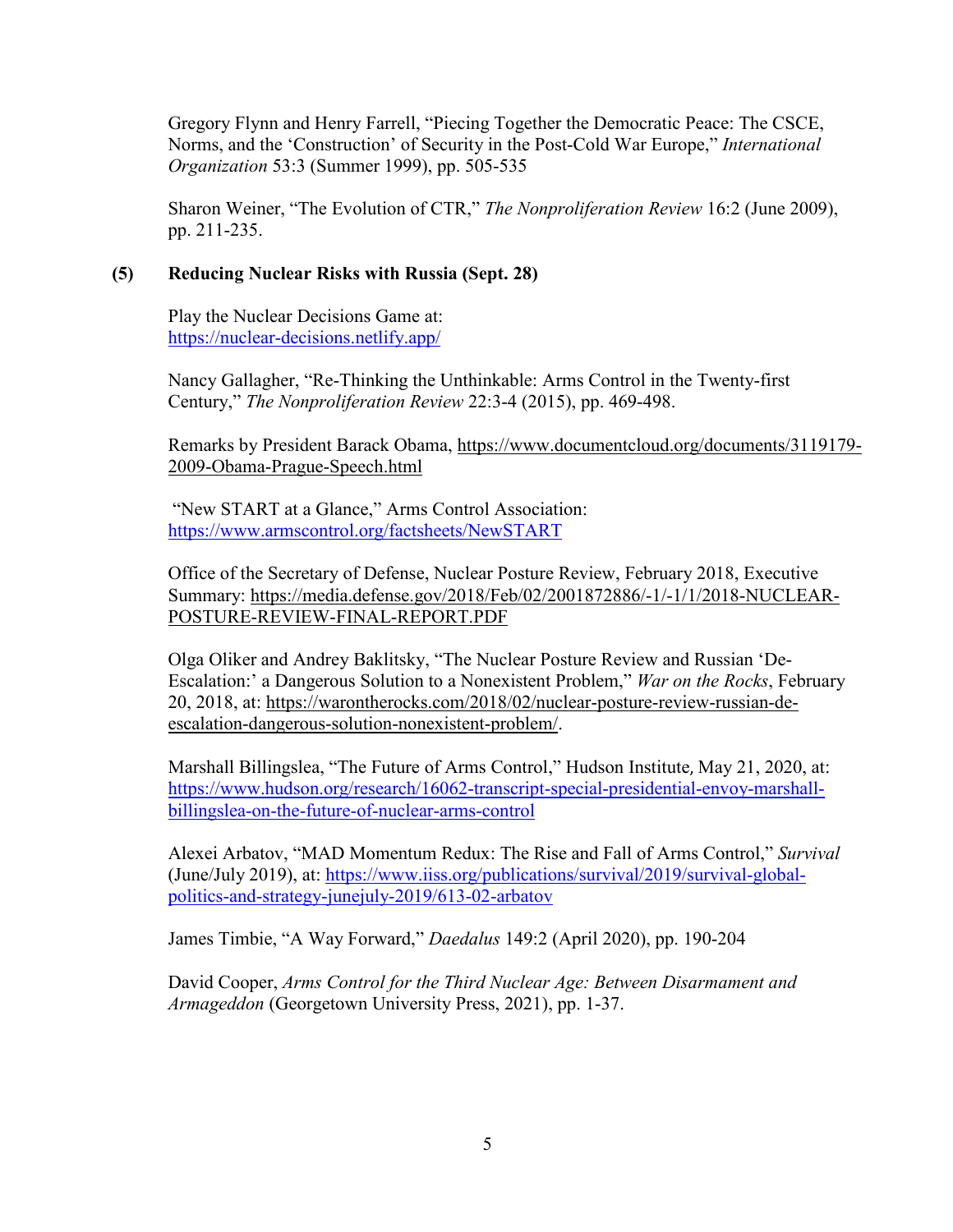Gregory Flynn and Henry Farrell, "Piecing Together the Democratic Peace: The CSCE, Norms, and the 'Construction' of Security in the Post-Cold War Europe," *International Organization* 53:3 (Summer 1999), pp. 505-535

Sharon Weiner, "The Evolution of CTR," *The Nonproliferation Review* 16:2 (June 2009), pp. 211-235.

### (5) Reducing Nuclear Risks with Russia (Sept. 28)

Play the Nuclear Decisions Game at: https://nuclear-decisions.netlify.app/

Nancy Gallagher, "Re-Thinking the Unthinkable: Arms Control in the Twenty-first Century," *The Nonproliferation Review* 22:3-4 (2015), pp. 469-498.

Remarks by President Barack Obama, https://www.documentcloud.org/documents/3119179-2009-Obama-Prague-Speech.html

"New START at a Glance," Arms Control Association: https://www.armscontrol.org/factsheets/NewSTART

Office of the Secretary of Defense, Nuclear Posture Review, February 2018, Executive Summary: https://media.defense.gov/2018/Feb/02/2001872886/-1/-1/1/2018-NUCLEAR-POSTURE-REVIEW-FINAL-REPORT.PDF

Olga Oliker and Andrey Baklitsky, "The Nuclear Posture Review and Russian 'De-Escalation:' a Dangerous Solution to a Nonexistent Problem," *War on the Rocks*, February 20, 2018, at: https://warontherocks.com/2018/02/nuclear-posture-review-russian-de-escalation-dangerous-solution-nonexistent-problem/.

Marshall Billingslea, "The Future of Arms Control," Hudson Institute, May 21, 2020, at: https://www.hudson.org/research/16062-transcript-special-presidential-envoy-marshall-billingslea-on-the-future-of-nuclear-arms-control

Alexei Arbatov, "MAD Momentum Redux: The Rise and Fall of Arms Control," *Survival* (June/July 2019), at: https://www.iiss.org/publications/survival/2019/survival-global-politics-and-strategy-junejuly-2019/613-02-arbatov

James Timbie, "A Way Forward," *Daedalus* 149:2 (April 2020), pp. 190-204

David Cooper, *Arms Control for the Third Nuclear Age: Between Disarmament and Armageddon* (Georgetown University Press, 2021), pp. 1-37.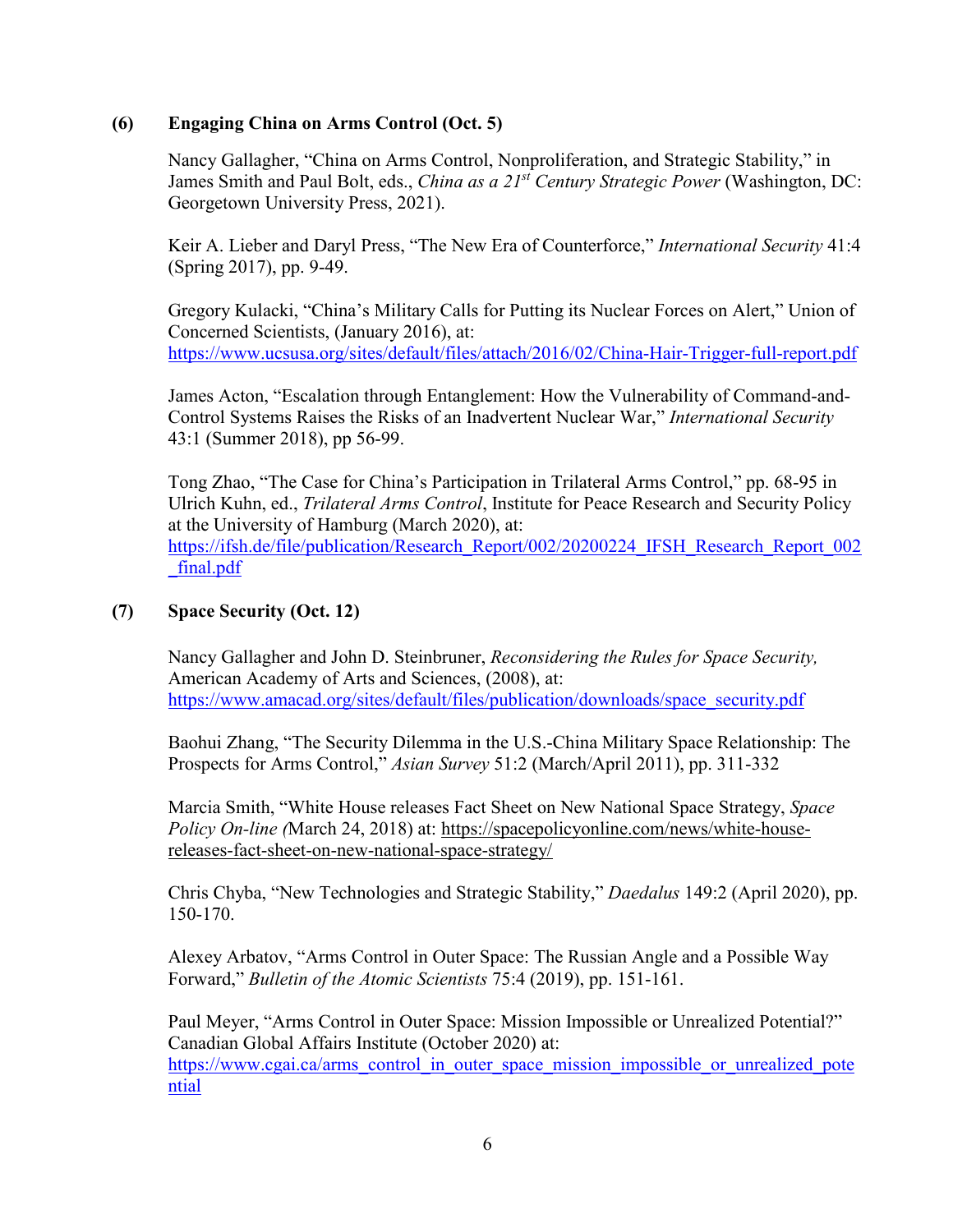### (6) Engaging China on Arms Control (Oct. 5)

Nancy Gallagher, "China on Arms Control, Nonproliferation, and Strategic Stability," in James Smith and Paul Bolt, eds., *China as a 21st Century Strategic Power* (Washington, DC: Georgetown University Press, 2021).

Keir A. Lieber and Daryl Press, "The New Era of Counterforce," *International Security* 41:4 (Spring 2017), pp. 9-49.

Gregory Kulacki, "China's Military Calls for Putting its Nuclear Forces on Alert," Union of Concerned Scientists, (January 2016), at: https://www.ucsusa.org/sites/default/files/attach/2016/02/China-Hair-Trigger-full-report.pdf

James Acton, "Escalation through Entanglement: How the Vulnerability of Command-and-Control Systems Raises the Risks of an Inadvertent Nuclear War," *International Security* 43:1 (Summer 2018), pp 56-99.

Tong Zhao, "The Case for China's Participation in Trilateral Arms Control," pp. 68-95 in Ulrich Kuhn, ed., *Trilateral Arms Control*, Institute for Peace Research and Security Policy at the University of Hamburg (March 2020), at: https://ifsh.de/file/publication/Research_Report/002/20200224_IFSH_Research_Report_002_final.pdf

### (7) Space Security (Oct. 12)

Nancy Gallagher and John D. Steinbruner, *Reconsidering the Rules for Space Security,* American Academy of Arts and Sciences, (2008), at: https://www.amacad.org/sites/default/files/publication/downloads/space_security.pdf

Baohui Zhang, "The Security Dilemma in the U.S.-China Military Space Relationship: The Prospects for Arms Control," *Asian Survey* 51:2 (March/April 2011), pp. 311-332

Marcia Smith, "White House releases Fact Sheet on New National Space Strategy, *Space Policy On-line (*March 24, 2018) at: https://spacepolicyonline.com/news/white-house-releases-fact-sheet-on-new-national-space-strategy/

Chris Chyba, "New Technologies and Strategic Stability," *Daedalus* 149:2 (April 2020), pp. 150-170.

Alexey Arbatov, "Arms Control in Outer Space: The Russian Angle and a Possible Way Forward," *Bulletin of the Atomic Scientists* 75:4 (2019), pp. 151-161.

Paul Meyer, "Arms Control in Outer Space: Mission Impossible or Unrealized Potential?" Canadian Global Affairs Institute (October 2020) at: https://www.cgai.ca/arms_control_in_outer_space_mission_impossible_or_unrealized_potential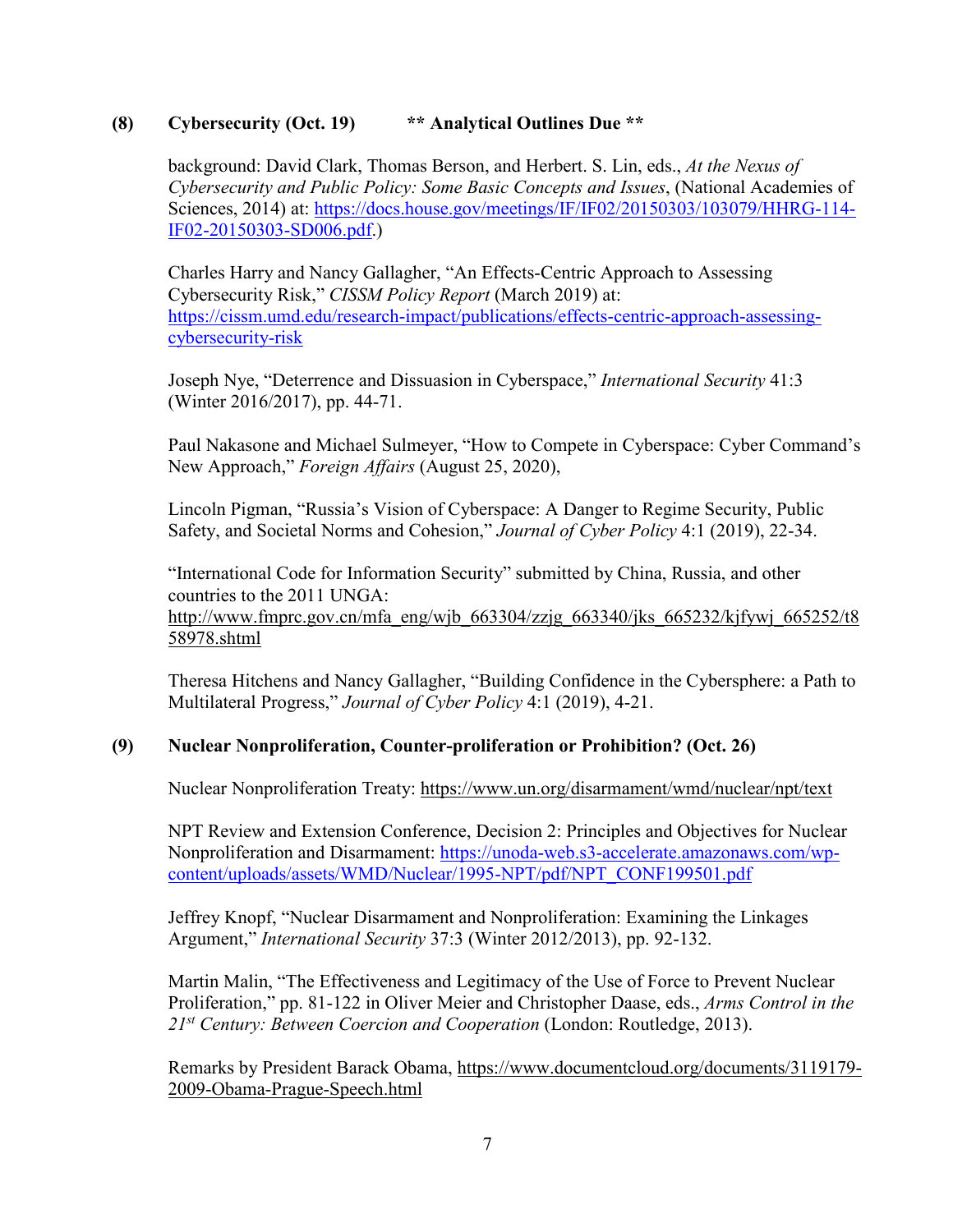### (8) Cybersecurity (Oct. 19) ** Analytical Outlines Due **

background: David Clark, Thomas Berson, and Herbert. S. Lin, eds., *At the Nexus of Cybersecurity and Public Policy: Some Basic Concepts and Issues*, (National Academies of Sciences, 2014) at: https://docs.house.gov/meetings/IF/IF02/20150303/103079/HHRG-114-IF02-20150303-SD006.pdf.)

Charles Harry and Nancy Gallagher, "An Effects-Centric Approach to Assessing Cybersecurity Risk," *CISSM Policy Report* (March 2019) at: https://cissm.umd.edu/research-impact/publications/effects-centric-approach-assessing-cybersecurity-risk

Joseph Nye, "Deterrence and Dissuasion in Cyberspace," *International Security* 41:3 (Winter 2016/2017), pp. 44-71.

Paul Nakasone and Michael Sulmeyer, "How to Compete in Cyberspace: Cyber Command's New Approach," *Foreign Affairs* (August 25, 2020),

Lincoln Pigman, "Russia's Vision of Cyberspace: A Danger to Regime Security, Public Safety, and Societal Norms and Cohesion," *Journal of Cyber Policy* 4:1 (2019), 22-34.

"International Code for Information Security" submitted by China, Russia, and other countries to the 2011 UNGA: http://www.fmprc.gov.cn/mfa_eng/wjb_663304/zzjg_663340/jks_665232/kjfywj_665252/t858978.shtml

Theresa Hitchens and Nancy Gallagher, "Building Confidence in the Cybersphere: a Path to Multilateral Progress," *Journal of Cyber Policy* 4:1 (2019), 4-21.

### (9) Nuclear Nonproliferation, Counter-proliferation or Prohibition? (Oct. 26)

Nuclear Nonproliferation Treaty: https://www.un.org/disarmament/wmd/nuclear/npt/text

NPT Review and Extension Conference, Decision 2: Principles and Objectives for Nuclear Nonproliferation and Disarmament: https://unoda-web.s3-accelerate.amazonaws.com/wp-content/uploads/assets/WMD/Nuclear/1995-NPT/pdf/NPT_CONF199501.pdf

Jeffrey Knopf, "Nuclear Disarmament and Nonproliferation: Examining the Linkages Argument," *International Security* 37:3 (Winter 2012/2013), pp. 92-132.

Martin Malin, "The Effectiveness and Legitimacy of the Use of Force to Prevent Nuclear Proliferation," pp. 81-122 in Oliver Meier and Christopher Daase, eds., *Arms Control in the 21st Century: Between Coercion and Cooperation* (London: Routledge, 2013).

Remarks by President Barack Obama, https://www.documentcloud.org/documents/3119179-2009-Obama-Prague-Speech.html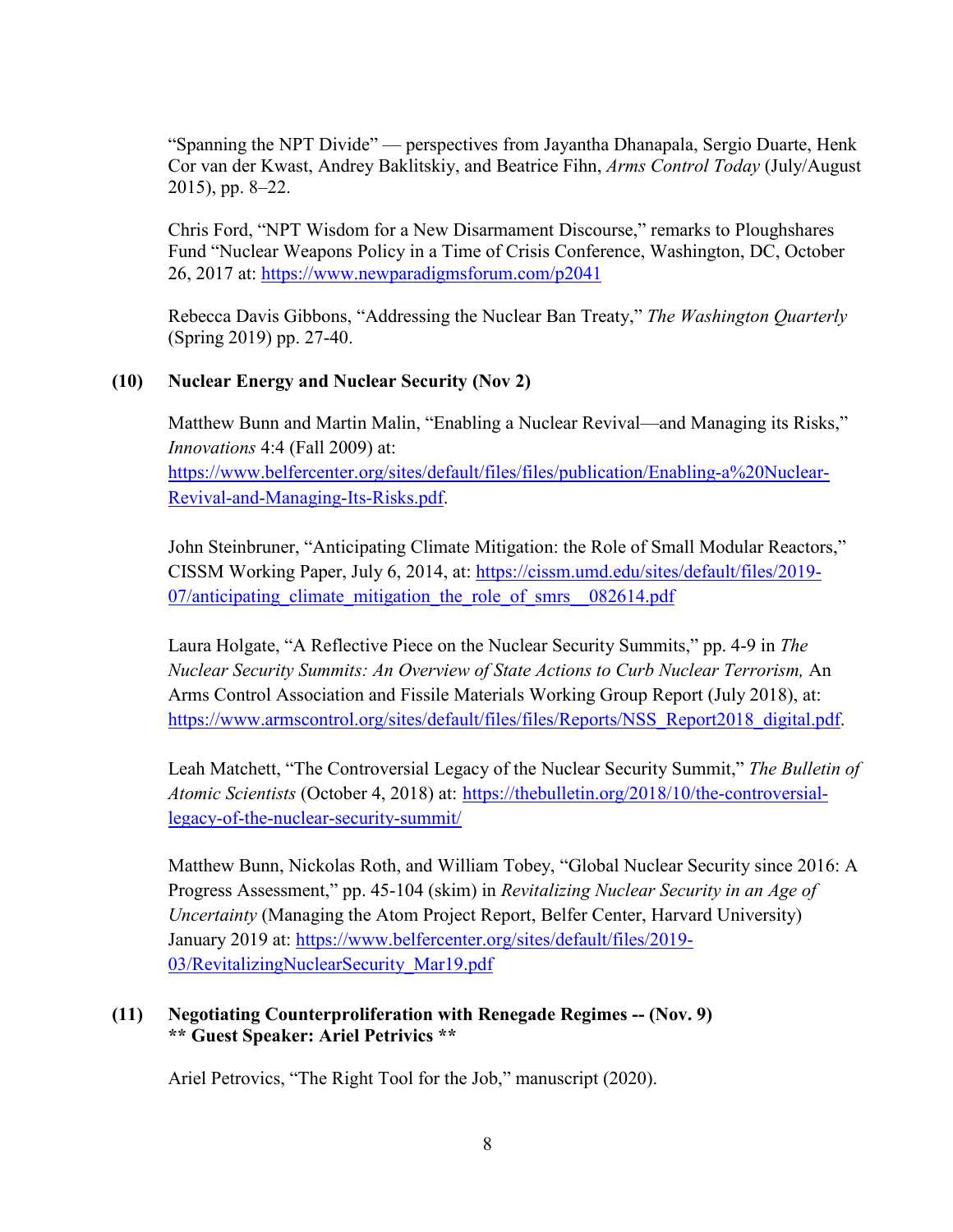"Spanning the NPT Divide" — perspectives from Jayantha Dhanapala, Sergio Duarte, Henk Cor van der Kwast, Andrey Baklitskiy, and Beatrice Fihn, *Arms Control Today* (July/August 2015), pp. 8–22.

Chris Ford, "NPT Wisdom for a New Disarmament Discourse," remarks to Ploughshares Fund "Nuclear Weapons Policy in a Time of Crisis Conference, Washington, DC, October 26, 2017 at: https://www.newparadigmsforum.com/p2041

Rebecca Davis Gibbons, "Addressing the Nuclear Ban Treaty," *The Washington Quarterly* (Spring 2019) pp. 27-40.

**(10) Nuclear Energy and Nuclear Security (Nov 2)**

Matthew Bunn and Martin Malin, "Enabling a Nuclear Revival—and Managing its Risks," *Innovations* 4:4 (Fall 2009) at: https://www.belfercenter.org/sites/default/files/files/publication/Enabling-a%20Nuclear-Revival-and-Managing-Its-Risks.pdf.

John Steinbruner, "Anticipating Climate Mitigation: the Role of Small Modular Reactors," CISSM Working Paper, July 6, 2014, at: https://cissm.umd.edu/sites/default/files/2019-07/anticipating_climate_mitigation_the_role_of_smrs__082614.pdf

Laura Holgate, "A Reflective Piece on the Nuclear Security Summits," pp. 4-9 in *The Nuclear Security Summits: An Overview of State Actions to Curb Nuclear Terrorism,* An Arms Control Association and Fissile Materials Working Group Report (July 2018), at: https://www.armscontrol.org/sites/default/files/files/Reports/NSS_Report2018_digital.pdf.

Leah Matchett, "The Controversial Legacy of the Nuclear Security Summit," *The Bulletin of Atomic Scientists* (October 4, 2018) at: https://thebulletin.org/2018/10/the-controversial-legacy-of-the-nuclear-security-summit/

Matthew Bunn, Nickolas Roth, and William Tobey, "Global Nuclear Security since 2016: A Progress Assessment," pp. 45-104 (skim) in *Revitalizing Nuclear Security in an Age of Uncertainty* (Managing the Atom Project Report, Belfer Center, Harvard University) January 2019 at: https://www.belfercenter.org/sites/default/files/2019-03/RevitalizingNuclearSecurity_Mar19.pdf

**(11) Negotiating Counterproliferation with Renegade Regimes -- (Nov. 9)**
**\*\* Guest Speaker: Ariel Petrivics \*\***

Ariel Petrovics, "The Right Tool for the Job," manuscript (2020).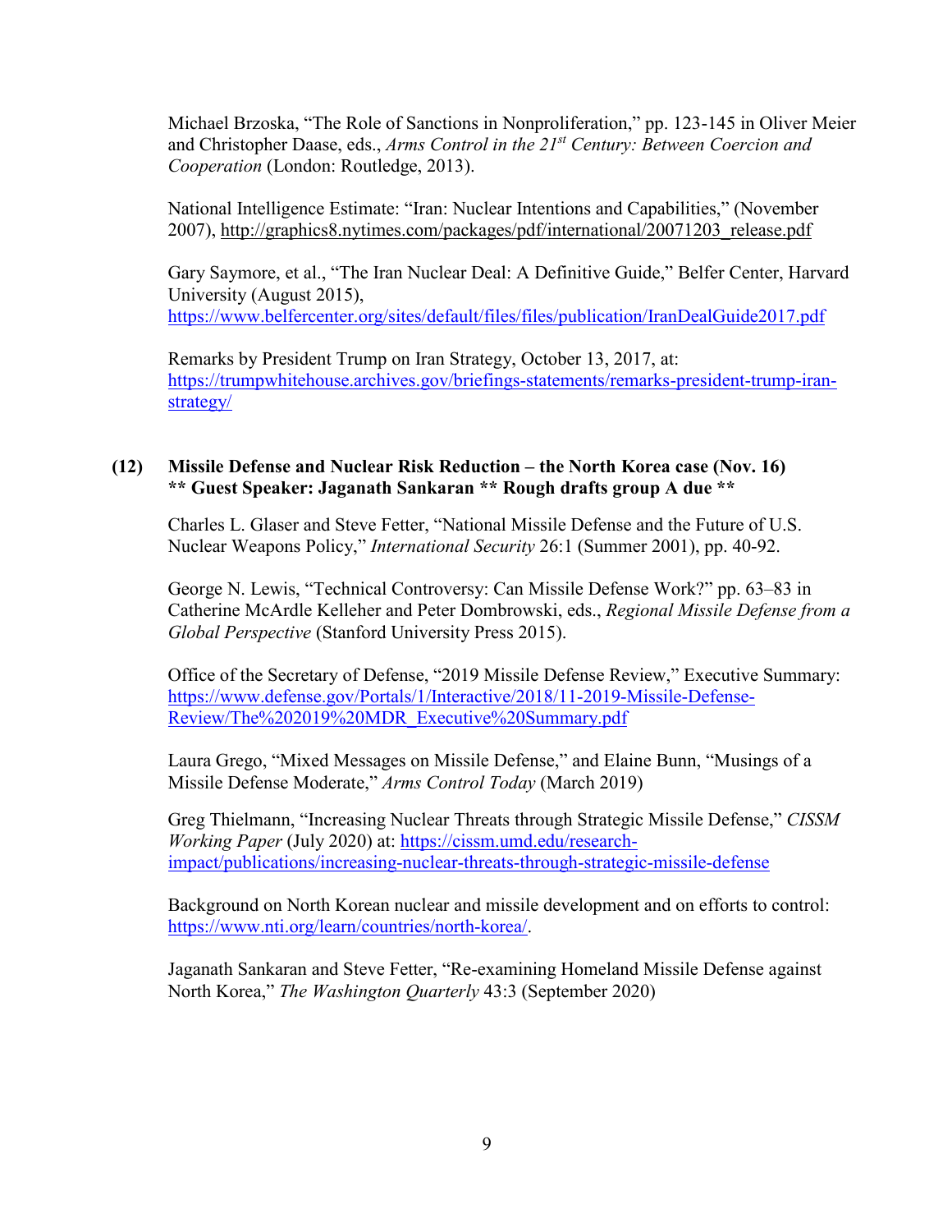Michael Brzoska, "The Role of Sanctions in Nonproliferation," pp. 123-145 in Oliver Meier and Christopher Daase, eds., *Arms Control in the 21st Century: Between Coercion and Cooperation* (London: Routledge, 2013).

National Intelligence Estimate: "Iran: Nuclear Intentions and Capabilities," (November 2007), http://graphics8.nytimes.com/packages/pdf/international/20071203_release.pdf

Gary Saymore, et al., "The Iran Nuclear Deal: A Definitive Guide," Belfer Center, Harvard University (August 2015), https://www.belfercenter.org/sites/default/files/files/publication/IranDealGuide2017.pdf

Remarks by President Trump on Iran Strategy, October 13, 2017, at: https://trumpwhitehouse.archives.gov/briefings-statements/remarks-president-trump-iran-strategy/

**(12) Missile Defense and Nuclear Risk Reduction – the North Korea case (Nov. 16)**
**\*\* Guest Speaker: Jaganath Sankaran \*\* Rough drafts group A due \*\***

Charles L. Glaser and Steve Fetter, "National Missile Defense and the Future of U.S. Nuclear Weapons Policy," *International Security* 26:1 (Summer 2001), pp. 40-92.

George N. Lewis, "Technical Controversy: Can Missile Defense Work?" pp. 63–83 in Catherine McArdle Kelleher and Peter Dombrowski, eds., *Regional Missile Defense from a Global Perspective* (Stanford University Press 2015).

Office of the Secretary of Defense, "2019 Missile Defense Review," Executive Summary: https://www.defense.gov/Portals/1/Interactive/2018/11-2019-Missile-Defense-Review/The%202019%20MDR_Executive%20Summary.pdf

Laura Grego, "Mixed Messages on Missile Defense," and Elaine Bunn, "Musings of a Missile Defense Moderate," *Arms Control Today* (March 2019)

Greg Thielmann, "Increasing Nuclear Threats through Strategic Missile Defense," *CISSM Working Paper* (July 2020) at: https://cissm.umd.edu/research-impact/publications/increasing-nuclear-threats-through-strategic-missile-defense

Background on North Korean nuclear and missile development and on efforts to control: https://www.nti.org/learn/countries/north-korea/.

Jaganath Sankaran and Steve Fetter, "Re-examining Homeland Missile Defense against North Korea," *The Washington Quarterly* 43:3 (September 2020)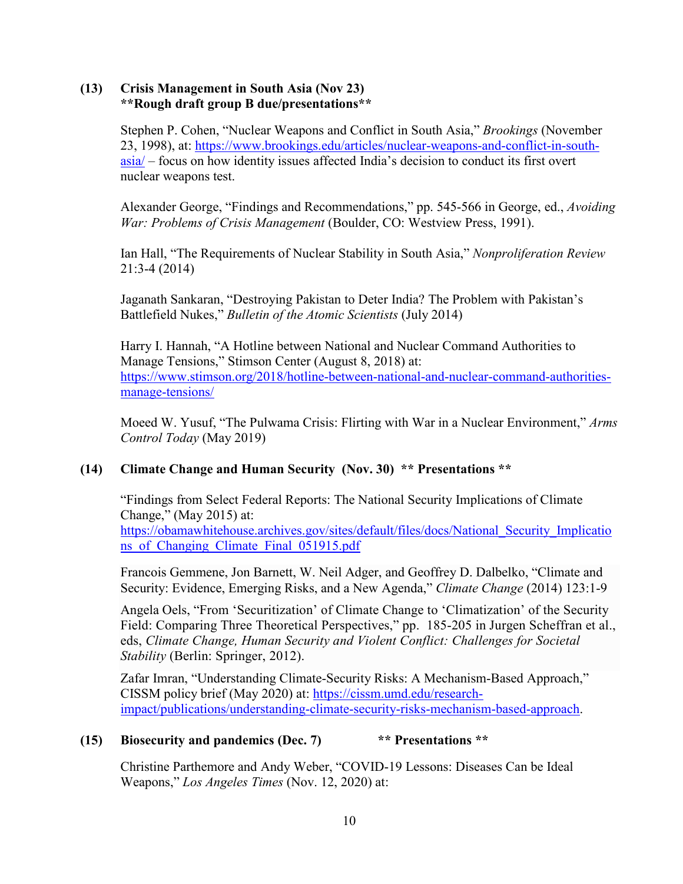### (13) Crisis Management in South Asia (Nov 23)
**\*\*Rough draft group B due/presentations\*\***

Stephen P. Cohen, "Nuclear Weapons and Conflict in South Asia," *Brookings* (November 23, 1998), at: https://www.brookings.edu/articles/nuclear-weapons-and-conflict-in-south-asia/ – focus on how identity issues affected India's decision to conduct its first overt nuclear weapons test.

Alexander George, "Findings and Recommendations," pp. 545-566 in George, ed., *Avoiding War: Problems of Crisis Management* (Boulder, CO: Westview Press, 1991).

Ian Hall, "The Requirements of Nuclear Stability in South Asia," *Nonproliferation Review* 21:3-4 (2014)

Jaganath Sankaran, "Destroying Pakistan to Deter India? The Problem with Pakistan's Battlefield Nukes," *Bulletin of the Atomic Scientists* (July 2014)

Harry I. Hannah, "A Hotline between National and Nuclear Command Authorities to Manage Tensions," Stimson Center (August 8, 2018) at: https://www.stimson.org/2018/hotline-between-national-and-nuclear-command-authorities-manage-tensions/

Moeed W. Yusuf, "The Pulwama Crisis: Flirting with War in a Nuclear Environment," *Arms Control Today* (May 2019)

### (14) Climate Change and Human Security (Nov. 30) \*\* Presentations \*\*

"Findings from Select Federal Reports: The National Security Implications of Climate Change," (May 2015) at: https://obamawhitehouse.archives.gov/sites/default/files/docs/National_Security_Implications_of_Changing_Climate_Final_051915.pdf

Francois Gemmene, Jon Barnett, W. Neil Adger, and Geoffrey D. Dalbelko, "Climate and Security: Evidence, Emerging Risks, and a New Agenda," *Climate Change* (2014) 123:1-9

Angela Oels, "From 'Securitization' of Climate Change to 'Climatization' of the Security Field: Comparing Three Theoretical Perspectives," pp. 185-205 in Jurgen Scheffran et al., eds, *Climate Change, Human Security and Violent Conflict: Challenges for Societal Stability* (Berlin: Springer, 2012).

Zafar Imran, "Understanding Climate-Security Risks: A Mechanism-Based Approach," CISSM policy brief (May 2020) at: https://cissm.umd.edu/research-impact/publications/understanding-climate-security-risks-mechanism-based-approach.

### (15) Biosecurity and pandemics (Dec. 7) \*\* Presentations \*\*

Christine Parthemore and Andy Weber, "COVID-19 Lessons: Diseases Can be Ideal Weapons," *Los Angeles Times* (Nov. 12, 2020) at: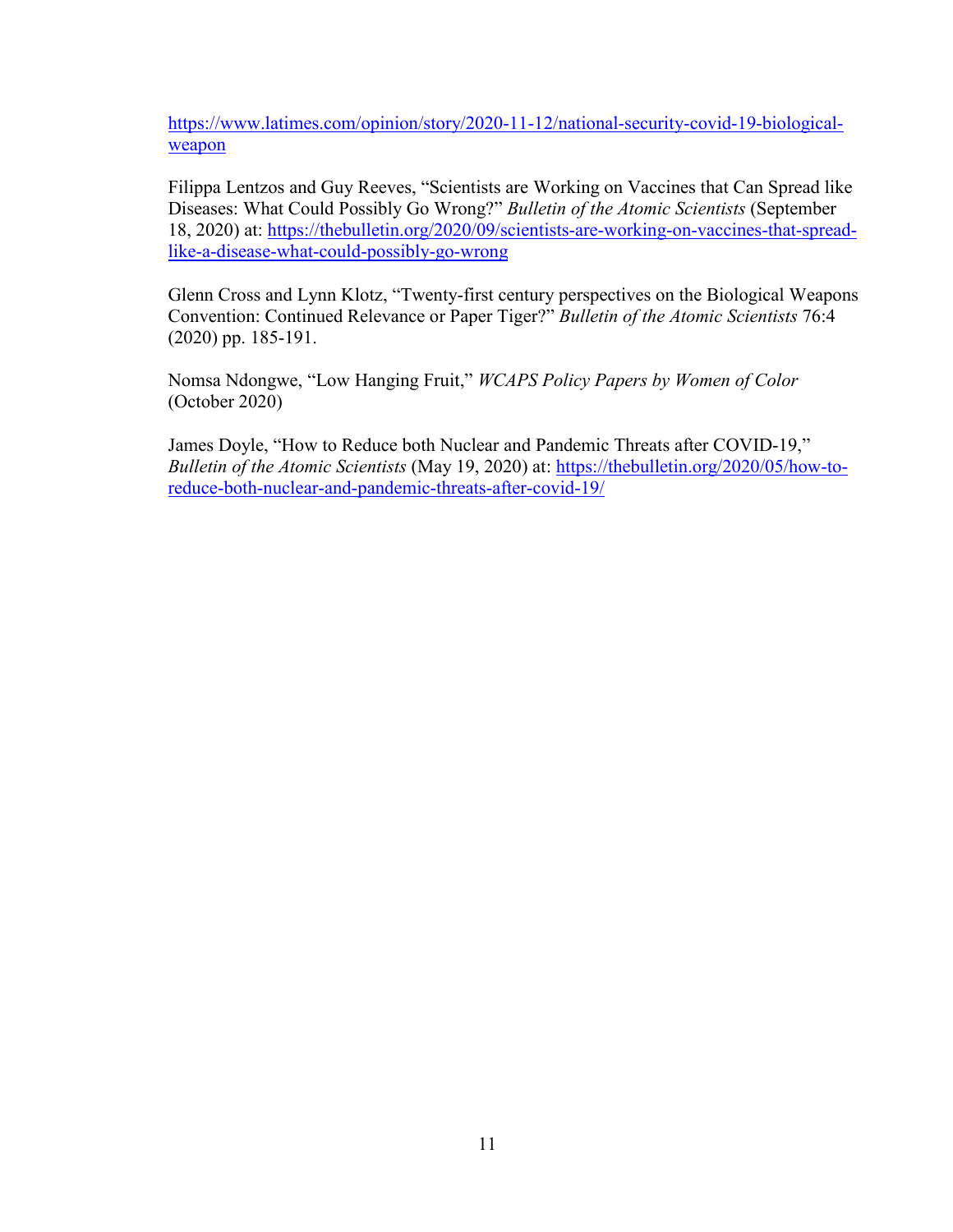https://www.latimes.com/opinion/story/2020-11-12/national-security-covid-19-biological-weapon

Filippa Lentzos and Guy Reeves, "Scientists are Working on Vaccines that Can Spread like Diseases: What Could Possibly Go Wrong?" *Bulletin of the Atomic Scientists* (September 18, 2020) at: https://thebulletin.org/2020/09/scientists-are-working-on-vaccines-that-spread-like-a-disease-what-could-possibly-go-wrong

Glenn Cross and Lynn Klotz, "Twenty-first century perspectives on the Biological Weapons Convention: Continued Relevance or Paper Tiger?" *Bulletin of the Atomic Scientists* 76:4 (2020) pp. 185-191.

Nomsa Ndongwe, "Low Hanging Fruit," *WCAPS Policy Papers by Women of Color* (October 2020)

James Doyle, "How to Reduce both Nuclear and Pandemic Threats after COVID-19," *Bulletin of the Atomic Scientists* (May 19, 2020) at: https://thebulletin.org/2020/05/how-to-reduce-both-nuclear-and-pandemic-threats-after-covid-19/